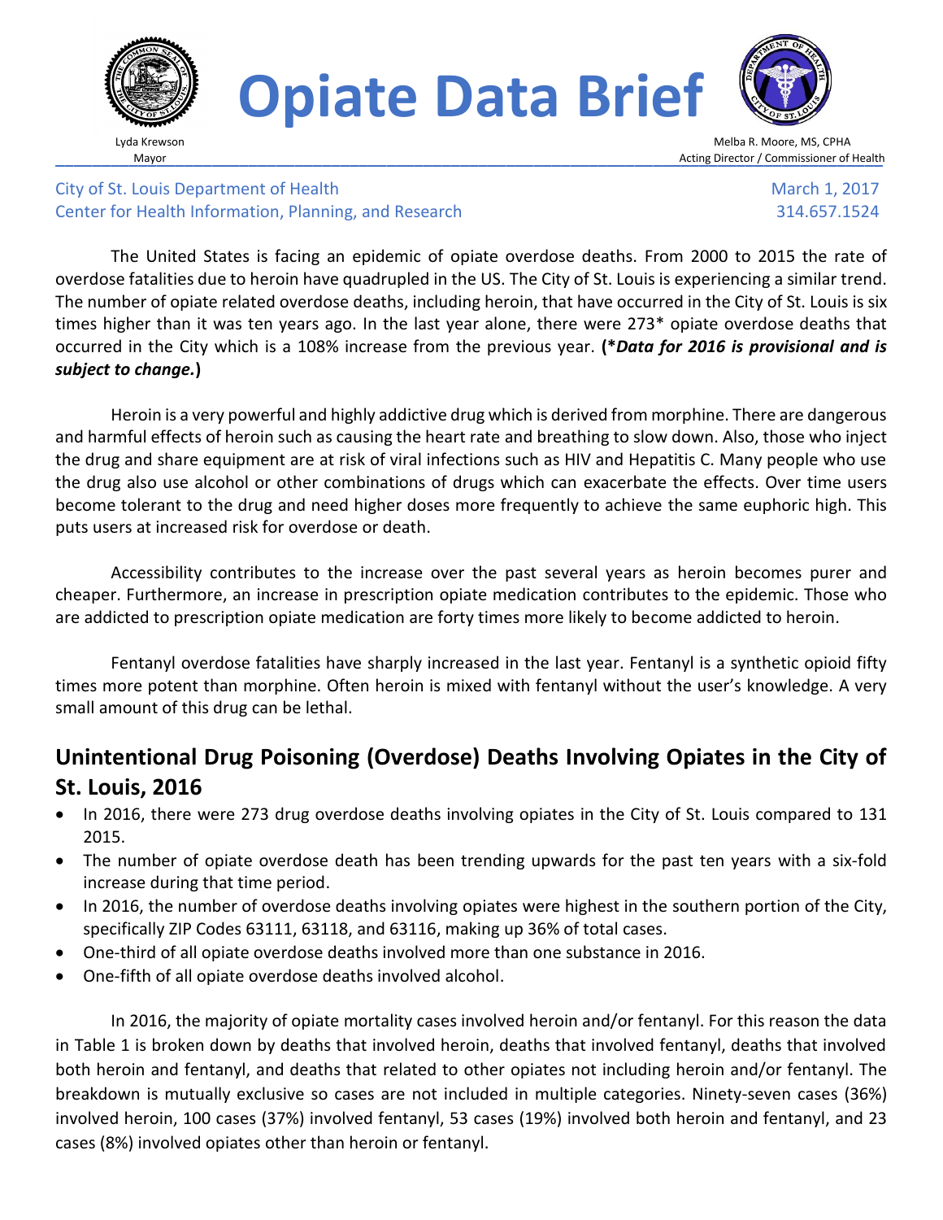# Opiate Data Brief

Lyda Krewson
Mayor

Melba R. Moore, MS, CPHA
Acting Director / Commissioner of Health

City of St. Louis Department of Health
Center for Health Information, Planning, and Research

March 1, 2017
314.657.1524

The United States is facing an epidemic of opiate overdose deaths. From 2000 to 2015 the rate of overdose fatalities due to heroin have quadrupled in the US. The City of St. Louis is experiencing a similar trend. The number of opiate related overdose deaths, including heroin, that have occurred in the City of St. Louis is six times higher than it was ten years ago. In the last year alone, there were 273* opiate overdose deaths that occurred in the City which is a 108% increase from the previous year. **(*Data for 2016 is provisional and is subject to change.)**

Heroin is a very powerful and highly addictive drug which is derived from morphine. There are dangerous and harmful effects of heroin such as causing the heart rate and breathing to slow down. Also, those who inject the drug and share equipment are at risk of viral infections such as HIV and Hepatitis C. Many people who use the drug also use alcohol or other combinations of drugs which can exacerbate the effects. Over time users become tolerant to the drug and need higher doses more frequently to achieve the same euphoric high. This puts users at increased risk for overdose or death.

Accessibility contributes to the increase over the past several years as heroin becomes purer and cheaper. Furthermore, an increase in prescription opiate medication contributes to the epidemic. Those who are addicted to prescription opiate medication are forty times more likely to become addicted to heroin.

Fentanyl overdose fatalities have sharply increased in the last year. Fentanyl is a synthetic opioid fifty times more potent than morphine. Often heroin is mixed with fentanyl without the user's knowledge. A very small amount of this drug can be lethal.

## Unintentional Drug Poisoning (Overdose) Deaths Involving Opiates in the City of St. Louis, 2016

- In 2016, there were 273 drug overdose deaths involving opiates in the City of St. Louis compared to 131 2015.
- The number of opiate overdose death has been trending upwards for the past ten years with a six-fold increase during that time period.
- In 2016, the number of overdose deaths involving opiates were highest in the southern portion of the City, specifically ZIP Codes 63111, 63118, and 63116, making up 36% of total cases.
- One-third of all opiate overdose deaths involved more than one substance in 2016.
- One-fifth of all opiate overdose deaths involved alcohol.

In 2016, the majority of opiate mortality cases involved heroin and/or fentanyl. For this reason the data in Table 1 is broken down by deaths that involved heroin, deaths that involved fentanyl, deaths that involved both heroin and fentanyl, and deaths that related to other opiates not including heroin and/or fentanyl. The breakdown is mutually exclusive so cases are not included in multiple categories. Ninety-seven cases (36%) involved heroin, 100 cases (37%) involved fentanyl, 53 cases (19%) involved both heroin and fentanyl, and 23 cases (8%) involved opiates other than heroin or fentanyl.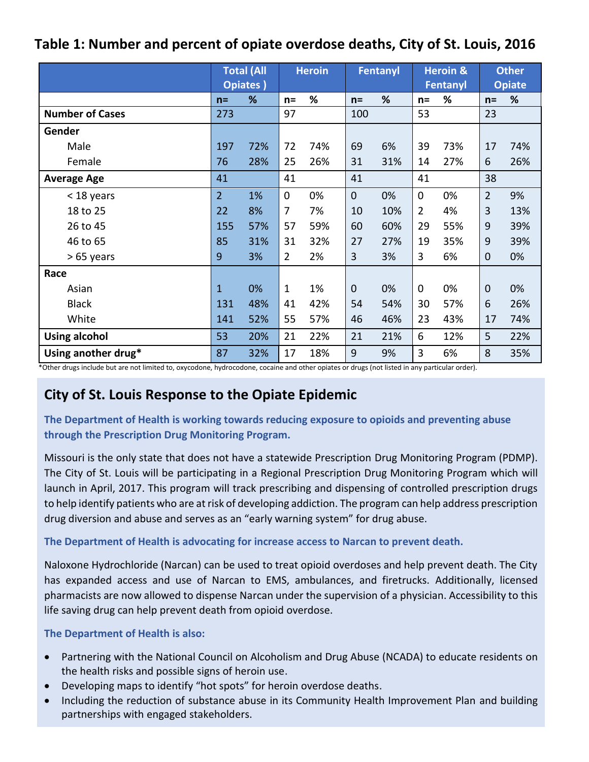## Table 1: Number and percent of opiate overdose deaths, City of St. Louis, 2016

| | Total (All Opiates ) | | Heroin | | Fentanyl | | Heroin & Fentanyl | | Other Opiate | |
|---|---|---|---|---|---|---|---|---|---|---|
| | n= | % | n= | % | n= | % | n= | % | n= | % |
| **Number of Cases** | 273 | | 97 | | 100 | | 53 | | 23 | |
| **Gender** | | | | | | | | | | |
| Male | 197 | 72% | 72 | 74% | 69 | 6% | 39 | 73% | 17 | 74% |
| Female | 76 | 28% | 25 | 26% | 31 | 31% | 14 | 27% | 6 | 26% |
| **Average Age** | 41 | | 41 | | 41 | | 41 | | 38 | |
| < 18 years | 2 | 1% | 0 | 0% | 0 | 0% | 0 | 0% | 2 | 9% |
| 18 to 25 | 22 | 8% | 7 | 7% | 10 | 10% | 2 | 4% | 3 | 13% |
| 26 to 45 | 155 | 57% | 57 | 59% | 60 | 60% | 29 | 55% | 9 | 39% |
| 46 to 65 | 85 | 31% | 31 | 32% | 27 | 27% | 19 | 35% | 9 | 39% |
| > 65 years | 9 | 3% | 2 | 2% | 3 | 3% | 3 | 6% | 0 | 0% |
| **Race** | | | | | | | | | | |
| Asian | 1 | 0% | 1 | 1% | 0 | 0% | 0 | 0% | 0 | 0% |
| Black | 131 | 48% | 41 | 42% | 54 | 54% | 30 | 57% | 6 | 26% |
| White | 141 | 52% | 55 | 57% | 46 | 46% | 23 | 43% | 17 | 74% |
| **Using alcohol** | 53 | 20% | 21 | 22% | 21 | 21% | 6 | 12% | 5 | 22% |
| **Using another drug*** | 87 | 32% | 17 | 18% | 9 | 9% | 3 | 6% | 8 | 35% |

*Other drugs include but are not limited to, oxycodone, hydrocodone, cocaine and other opiates or drugs (not listed in any particular order).

## City of St. Louis Response to the Opiate Epidemic

**The Department of Health is working towards reducing exposure to opioids and preventing abuse through the Prescription Drug Monitoring Program.**

Missouri is the only state that does not have a statewide Prescription Drug Monitoring Program (PDMP). The City of St. Louis will be participating in a Regional Prescription Drug Monitoring Program which will launch in April, 2017. This program will track prescribing and dispensing of controlled prescription drugs to help identify patients who are at risk of developing addiction. The program can help address prescription drug diversion and abuse and serves as an "early warning system" for drug abuse.

**The Department of Health is advocating for increase access to Narcan to prevent death.**

Naloxone Hydrochloride (Narcan) can be used to treat opioid overdoses and help prevent death. The City has expanded access and use of Narcan to EMS, ambulances, and firetrucks. Additionally, licensed pharmacists are now allowed to dispense Narcan under the supervision of a physician. Accessibility to this life saving drug can help prevent death from opioid overdose.

**The Department of Health is also:**

- Partnering with the National Council on Alcoholism and Drug Abuse (NCADA) to educate residents on the health risks and possible signs of heroin use.
- Developing maps to identify "hot spots" for heroin overdose deaths.
- Including the reduction of substance abuse in its Community Health Improvement Plan and building partnerships with engaged stakeholders.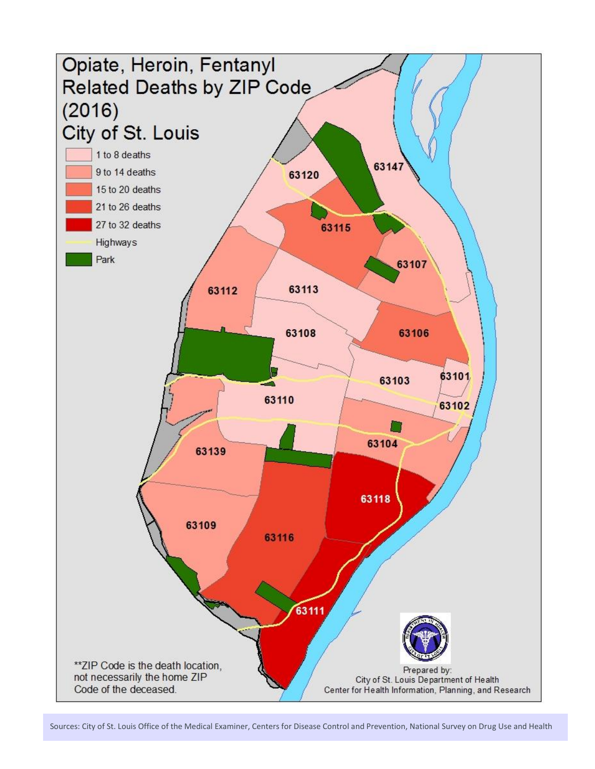# Opiate, Heroin, Fentanyl Related Deaths by ZIP Code (2016)

## City of St. Louis

1 to 8 deaths
9 to 14 deaths
15 to 20 deaths
21 to 26 deaths
27 to 32 deaths
Highways
Park

63147
63120
63115
63107
63112
63113
63108
63106
63103
63101
63110
63102
63104
63139
63118
63109
63116
63111

**ZIP Code is the death location, not necessarily the home ZIP Code of the deceased.

Prepared by:
City of St. Louis Department of Health
Center for Health Information, Planning, and Research

Sources: City of St. Louis Office of the Medical Examiner, Centers for Disease Control and Prevention, National Survey on Drug Use and Health